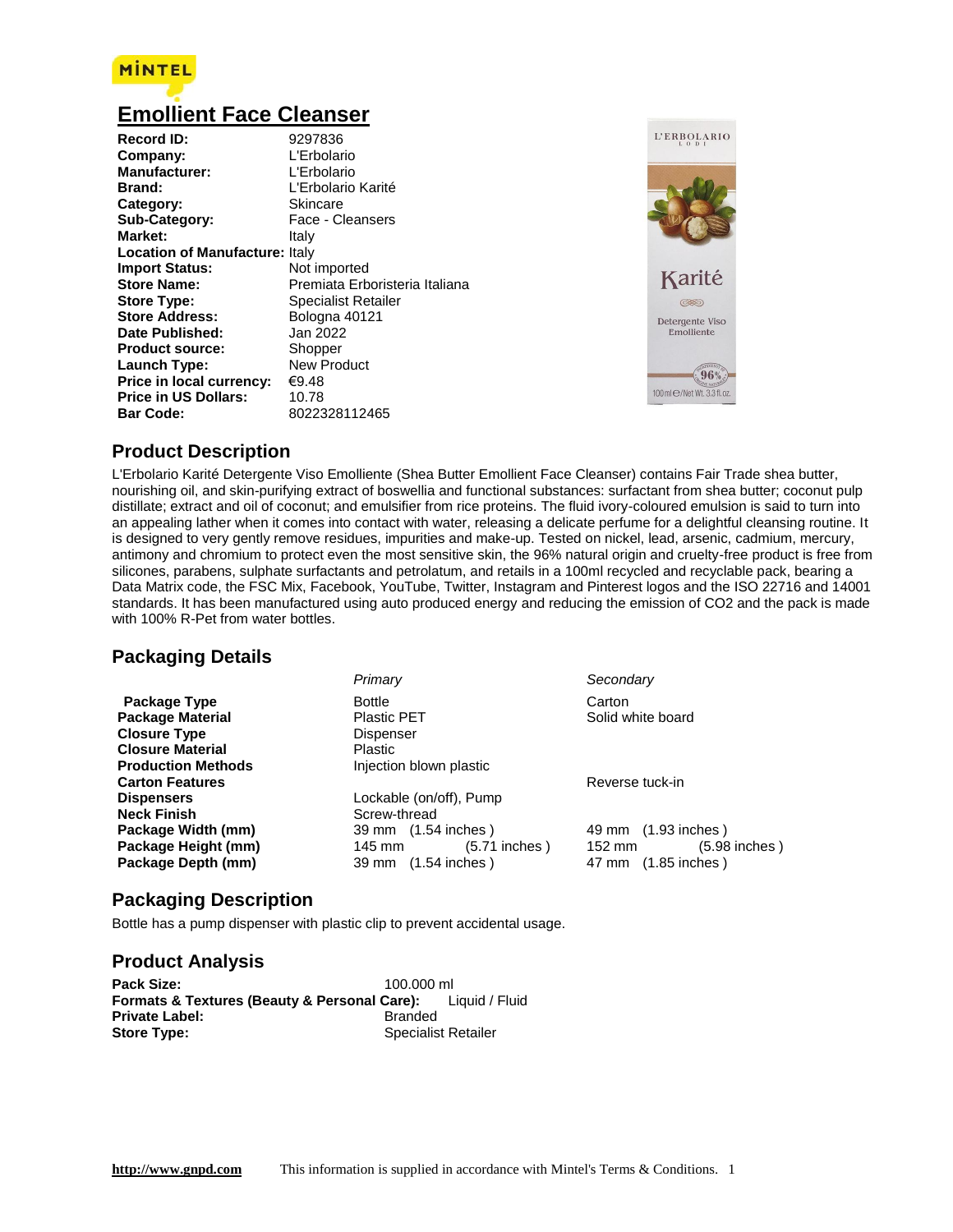MINTEL

# Emollient Face Cleanser

| | |
|---|---|
| **Record ID:** | 9297836 |
| **Company:** | L'Erbolario |
| **Manufacturer:** | L'Erbolario |
| **Brand:** | L'Erbolario Karité |
| **Category:** | Skincare |
| **Sub-Category:** | Face - Cleansers |
| **Market:** | Italy |
| **Location of Manufacture:** | Italy |
| **Import Status:** | Not imported |
| **Store Name:** | Premiata Erboristeria Italiana |
| **Store Type:** | Specialist Retailer |
| **Store Address:** | Bologna 40121 |
| **Date Published:** | Jan 2022 |
| **Product source:** | Shopper |
| **Launch Type:** | New Product |
| **Price in local currency:** | €9.48 |
| **Price in US Dollars:** | 10.78 |
| **Bar Code:** | 8022328112465 |

## Product Description

L'Erbolario Karité Detergente Viso Emolliente (Shea Butter Emollient Face Cleanser) contains Fair Trade shea butter, nourishing oil, and skin-purifying extract of boswellia and functional substances: surfactant from shea butter; coconut pulp distillate; extract and oil of coconut; and emulsifier from rice proteins. The fluid ivory-coloured emulsion is said to turn into an appealing lather when it comes into contact with water, releasing a delicate perfume for a delightful cleansing routine. It is designed to very gently remove residues, impurities and make-up. Tested on nickel, lead, arsenic, cadmium, mercury, antimony and chromium to protect even the most sensitive skin, the 96% natural origin and cruelty-free product is free from silicones, parabens, sulphate surfactants and petrolatum, and retails in a 100ml recycled and recyclable pack, bearing a Data Matrix code, the FSC Mix, Facebook, YouTube, Twitter, Instagram and Pinterest logos and the ISO 22716 and 14001 standards. It has been manufactured using auto produced energy and reducing the emission of CO2 and the pack is made with 100% R-Pet from water bottles.

## Packaging Details

| | *Primary* | *Secondary* |
|---|---|---|
| **Package Type** | Bottle | Carton |
| **Package Material** | Plastic PET | Solid white board |
| **Closure Type** | Dispenser | |
| **Closure Material** | Plastic | |
| **Production Methods** | Injection blown plastic | |
| **Carton Features** | | Reverse tuck-in |
| **Dispensers** | Lockable (on/off), Pump | |
| **Neck Finish** | Screw-thread | |
| **Package Width (mm)** | 39 mm (1.54 inches ) | 49 mm (1.93 inches ) |
| **Package Height (mm)** | 145 mm (5.71 inches ) | 152 mm (5.98 inches ) |
| **Package Depth (mm)** | 39 mm (1.54 inches ) | 47 mm (1.85 inches ) |

## Packaging Description

Bottle has a pump dispenser with plastic clip to prevent accidental usage.

## Product Analysis

| | |
|---|---|
| **Pack Size:** | 100.000 ml |
| **Formats & Textures (Beauty & Personal Care):** | Liquid / Fluid |
| **Private Label:** | Branded |
| **Store Type:** | Specialist Retailer |

http://www.gnpd.com This information is supplied in accordance with Mintel's Terms & Conditions.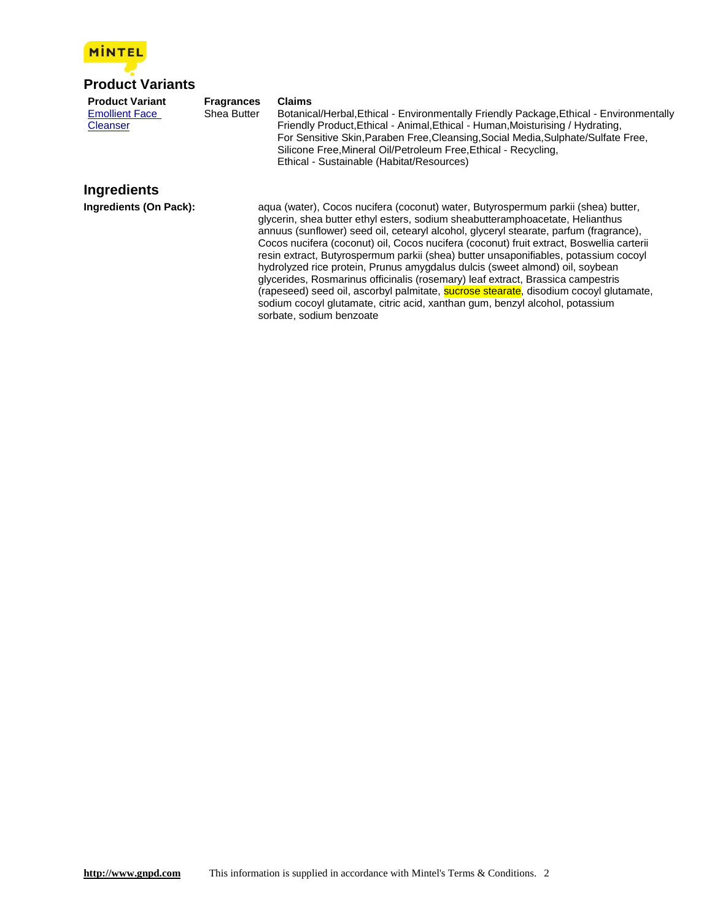## Product Variants

| Product Variant | Fragrances | Claims |
|---|---|---|
| Emollient Face Cleanser | Shea Butter | Botanical/Herbal,Ethical - Environmentally Friendly Package,Ethical - Environmentally Friendly Product,Ethical - Animal,Ethical - Human,Moisturising / Hydrating, For Sensitive Skin,Paraben Free,Cleansing,Social Media,Sulphate/Sulfate Free, Silicone Free,Mineral Oil/Petroleum Free,Ethical - Recycling, Ethical - Sustainable (Habitat/Resources) |

## Ingredients

**Ingredients (On Pack):** aqua (water), Cocos nucifera (coconut) water, Butyrospermum parkii (shea) butter, glycerin, shea butter ethyl esters, sodium sheabutteramphoacetate, Helianthus annuus (sunflower) seed oil, cetearyl alcohol, glyceryl stearate, parfum (fragrance), Cocos nucifera (coconut) oil, Cocos nucifera (coconut) fruit extract, Boswellia carterii resin extract, Butyrospermum parkii (shea) butter unsaponifiables, potassium cocoyl hydrolyzed rice protein, Prunus amygdalus dulcis (sweet almond) oil, soybean glycerides, Rosmarinus officinalis (rosemary) leaf extract, Brassica campestris (rapeseed) seed oil, ascorbyl palmitate, sucrose stearate, disodium cocoyl glutamate, sodium cocoyl glutamate, citric acid, xanthan gum, benzyl alcohol, potassium sorbate, sodium benzoate